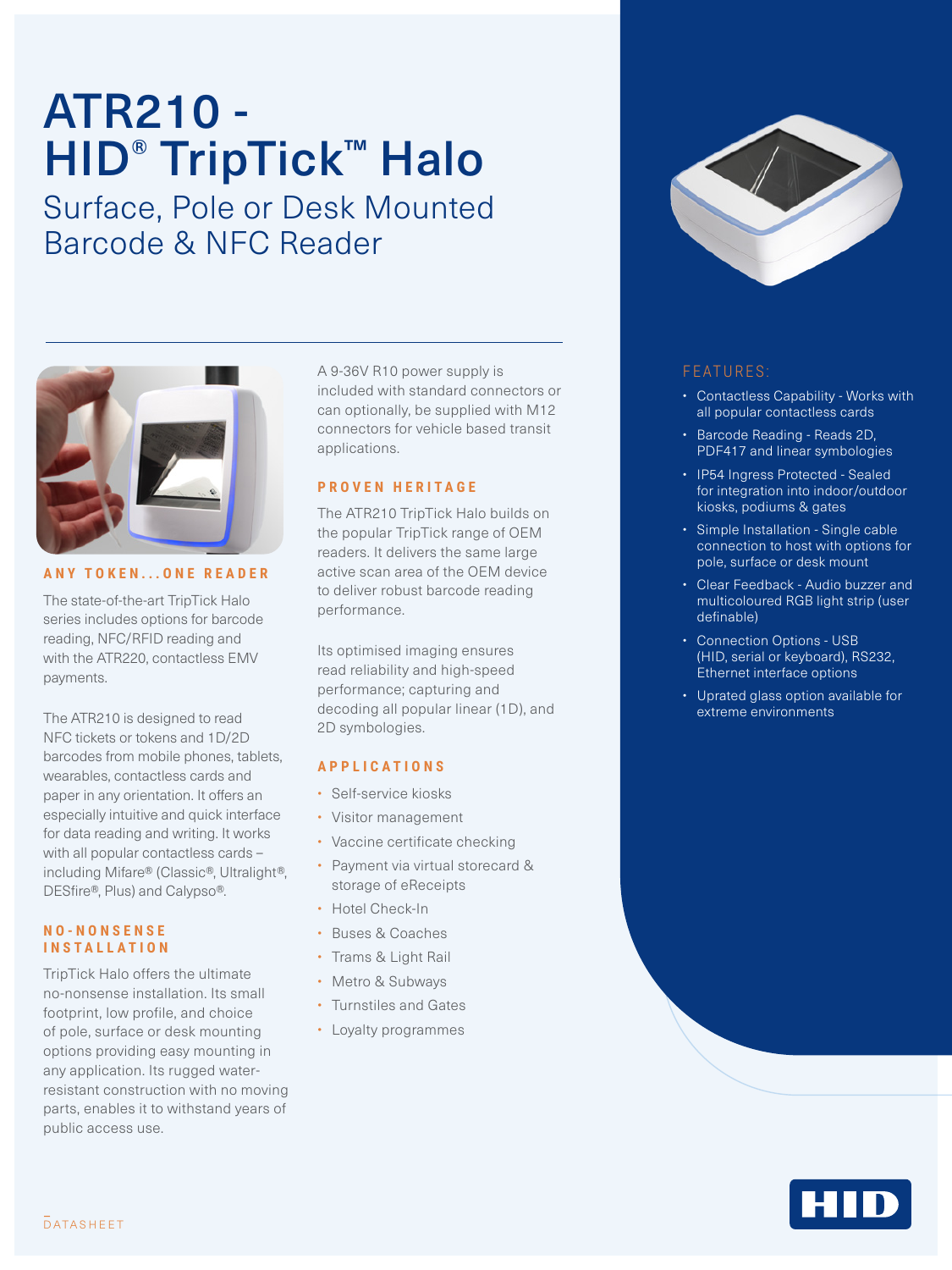# ATR210 - HID® TripTick™ Halo

## Surface, Pole or Desk Mounted Barcode & NFC Reader

### ANY TOKEN...ONE READER

The state-of-the-art TripTick Halo series includes options for barcode reading, NFC/RFID reading and with the ATR220, contactless EMV payments.

The ATR210 is designed to read NFC tickets or tokens and 1D/2D barcodes from mobile phones, tablets, wearables, contactless cards and paper in any orientation. It offers an especially intuitive and quick interface for data reading and writing. It works with all popular contactless cards – including Mifare® (Classic®, Ultralight®, DESfire®, Plus) and Calypso®.

### NO-NONSENSE INSTALLATION

TripTick Halo offers the ultimate no-nonsense installation. Its small footprint, low profile, and choice of pole, surface or desk mounting options providing easy mounting in any application. Its rugged water-resistant construction with no moving parts, enables it to withstand years of public access use.

A 9-36V R10 power supply is included with standard connectors or can optionally, be supplied with M12 connectors for vehicle based transit applications.

### PROVEN HERITAGE

The ATR210 TripTick Halo builds on the popular TripTick range of OEM readers. It delivers the same large active scan area of the OEM device to deliver robust barcode reading performance.

Its optimised imaging ensures read reliability and high-speed performance; capturing and decoding all popular linear (1D), and 2D symbologies.

### APPLICATIONS

- Self-service kiosks
- Visitor management
- Vaccine certificate checking
- Payment via virtual storecard & storage of eReceipts
- Hotel Check-In
- Buses & Coaches
- Trams & Light Rail
- Metro & Subways
- Turnstiles and Gates
- Loyalty programmes

### FEATURES:

- Contactless Capability - Works with all popular contactless cards
- Barcode Reading - Reads 2D, PDF417 and linear symbologies
- IP54 Ingress Protected - Sealed for integration into indoor/outdoor kiosks, podiums & gates
- Simple Installation - Single cable connection to host with options for pole, surface or desk mount
- Clear Feedback - Audio buzzer and multicoloured RGB light strip (user definable)
- Connection Options - USB (HID, serial or keyboard), RS232, Ethernet interface options
- Uprated glass option available for extreme environments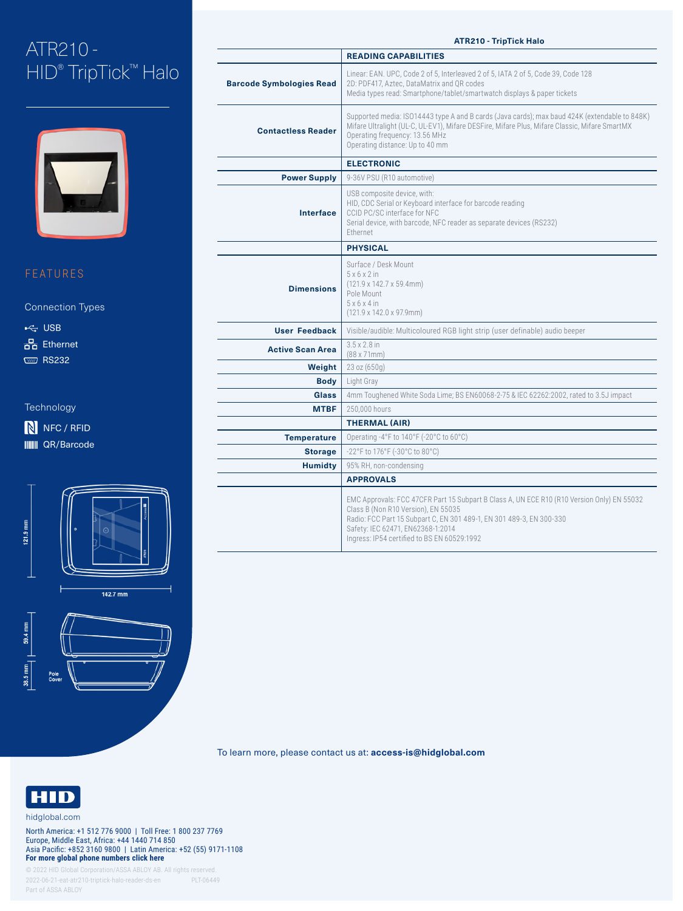# ATR210 - HID® TripTick™ Halo

## FEATURES

Connection Types

- USB
- Ethernet
- RS232

Technology

- NFC / RFID
- QR/Barcode

121.9 mm

142.7 mm

59.4 mm

38.5 mm

Pole Cover

| | ATR210 - TripTick Halo |
|---|---|
| | **READING CAPABILITIES** |
| **Barcode Symbologies Read** | Linear: EAN. UPC, Code 2 of 5, Interleaved 2 of 5, IATA 2 of 5, Code 39, Code 128<br>2D: PDF417, Aztec, DataMatrix and QR codes<br>Media types read: Smartphone/tablet/smartwatch displays & paper tickets |
| **Contactless Reader** | Supported media: ISO14443 type A and B cards (Java cards); max baud 424K (extendable to 848K)<br>Mifare Ultralight (UL-C, UL-EV1), Mifare DESFire, Mifare Plus, Mifare Classic, Mifare SmartMX<br>Operating frequency: 13.56 MHz<br>Operating distance: Up to 40 mm |
| | **ELECTRONIC** |
| **Power Supply** | 9-36V PSU (R10 automotive) |
| **Interface** | USB composite device, with:<br>HID, CDC Serial or Keyboard interface for barcode reading<br>CCID PC/SC interface for NFC<br>Serial device, with barcode, NFC reader as separate devices (RS232)<br>Ethernet |
| | **PHYSICAL** |
| **Dimensions** | Surface / Desk Mount<br>5 x 6 x 2 in<br>(121.9 x 142.7 x 59.4mm)<br>Pole Mount<br>5 x 6 x 4 in<br>(121.9 x 142.0 x 97.9mm) |
| **User Feedback** | Visible/audible: Multicoloured RGB light strip (user definable) audio beeper |
| **Active Scan Area** | 3.5 x 2.8 in<br>(88 x 71mm) |
| **Weight** | 23 oz (650g) |
| **Body** | Light Gray |
| **Glass** | 4mm Toughened White Soda Lime; BS EN60068-2-75 & IEC 62262:2002, rated to 3.5J impact |
| **MTBF** | 250,000 hours |
| | **THERMAL (AIR)** |
| **Temperature** | Operating -4°F to 140°F (-20°C to 60°C) |
| **Storage** | -22°F to 176°F (-30°C to 80°C) |
| **Humidty** | 95% RH, non-condensing |
| | **APPROVALS** |
| | EMC Approvals: FCC 47CFR Part 15 Subpart B Class A, UN ECE R10 (R10 Version Only) EN 55032 Class B (Non R10 Version), EN 55035<br>Radio: FCC Part 15 Subpart C, EN 301 489-1, EN 301 489-3, EN 300-330<br>Safety: IEC 62471, EN62368-1:2014<br>Ingress: IP54 certified to BS EN 60529:1992 |

To learn more, please contact us at: **access-is@hidglobal.com**

HID

hidglobal.com

North America: +1 512 776 9000 | Toll Free: 1 800 237 7769
Europe, Middle East, Africa: +44 1440 714 850
Asia Pacific: +852 3160 9800 | Latin America: +52 (55) 9171-1108
**For more global phone numbers click here**

© 2022 HID Global Corporation/ASSA ABLOY AB. All rights reserved.
2022-06-21-eat-atr210-triptick-halo-reader-ds-en PLT-06449
Part of ASSA ABLOY